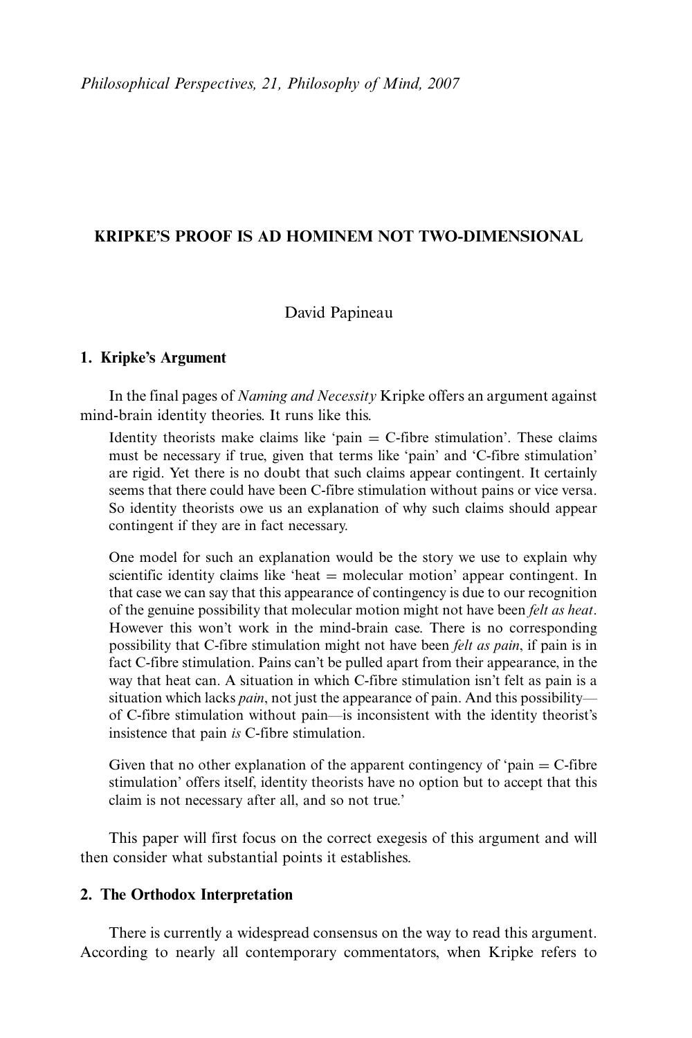*Philosophical Perspectives, 21, Philosophy of Mind, 2007*

# KRIPKE'S PROOF IS AD HOMINEM NOT TWO-DIMENSIONAL

David Papineau

## 1. Kripke's Argument

In the final pages of *Naming and Necessity* Kripke offers an argument against mind-brain identity theories. It runs like this.

> Identity theorists make claims like 'pain = C-fibre stimulation'. These claims must be necessary if true, given that terms like 'pain' and 'C-fibre stimulation' are rigid. Yet there is no doubt that such claims appear contingent. It certainly seems that there could have been C-fibre stimulation without pains or vice versa. So identity theorists owe us an explanation of why such claims should appear contingent if they are in fact necessary.
>
> One model for such an explanation would be the story we use to explain why scientific identity claims like 'heat = molecular motion' appear contingent. In that case we can say that this appearance of contingency is due to our recognition of the genuine possibility that molecular motion might not have been *felt as heat*. However this won't work in the mind-brain case. There is no corresponding possibility that C-fibre stimulation might not have been *felt as pain*, if pain is in fact C-fibre stimulation. Pains can't be pulled apart from their appearance, in the way that heat can. A situation in which C-fibre stimulation isn't felt as pain is a situation which lacks *pain*, not just the appearance of pain. And this possibility—of C-fibre stimulation without pain—is inconsistent with the identity theorist's insistence that pain *is* C-fibre stimulation.
>
> Given that no other explanation of the apparent contingency of 'pain = C-fibre stimulation' offers itself, identity theorists have no option but to accept that this claim is not necessary after all, and so not true.'

This paper will first focus on the correct exegesis of this argument and will then consider what substantial points it establishes.

## 2. The Orthodox Interpretation

There is currently a widespread consensus on the way to read this argument. According to nearly all contemporary commentators, when Kripke refers to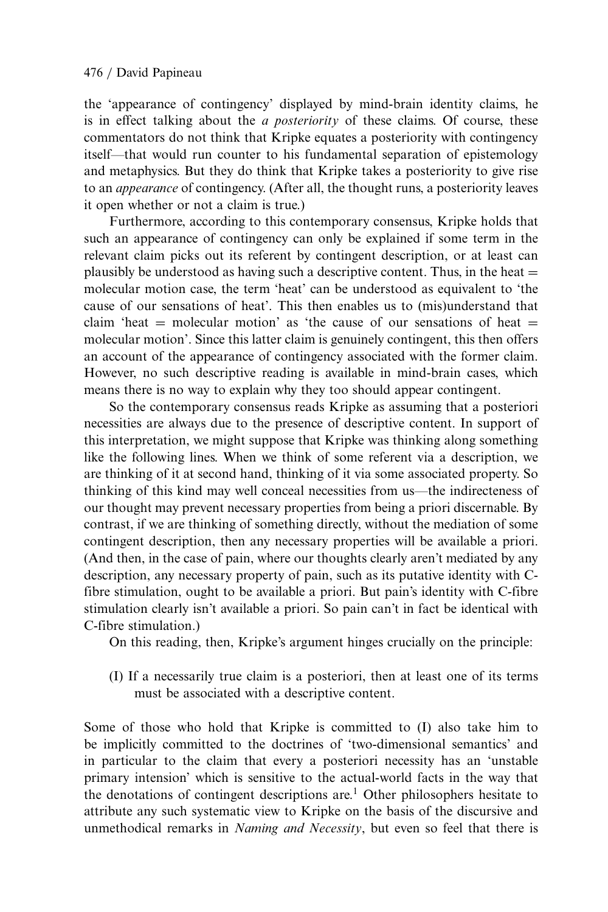the 'appearance of contingency' displayed by mind-brain identity claims, he is in effect talking about the *a posteriority* of these claims. Of course, these commentators do not think that Kripke equates a posteriority with contingency itself—that would run counter to his fundamental separation of epistemology and metaphysics. But they do think that Kripke takes a posteriority to give rise to an *appearance* of contingency. (After all, the thought runs, a posteriority leaves it open whether or not a claim is true.)

Furthermore, according to this contemporary consensus, Kripke holds that such an appearance of contingency can only be explained if some term in the relevant claim picks out its referent by contingent description, or at least can plausibly be understood as having such a descriptive content. Thus, in the heat = molecular motion case, the term 'heat' can be understood as equivalent to 'the cause of our sensations of heat'. This then enables us to (mis)understand that claim 'heat = molecular motion' as 'the cause of our sensations of heat = molecular motion'. Since this latter claim is genuinely contingent, this then offers an account of the appearance of contingency associated with the former claim. However, no such descriptive reading is available in mind-brain cases, which means there is no way to explain why they too should appear contingent.

So the contemporary consensus reads Kripke as assuming that a posteriori necessities are always due to the presence of descriptive content. In support of this interpretation, we might suppose that Kripke was thinking along something like the following lines. When we think of some referent via a description, we are thinking of it at second hand, thinking of it via some associated property. So thinking of this kind may well conceal necessities from us—the indirecteness of our thought may prevent necessary properties from being a priori discernable. By contrast, if we are thinking of something directly, without the mediation of some contingent description, then any necessary properties will be available a priori. (And then, in the case of pain, where our thoughts clearly aren't mediated by any description, any necessary property of pain, such as its putative identity with C-fibre stimulation, ought to be available a priori. But pain's identity with C-fibre stimulation clearly isn't available a priori. So pain can't in fact be identical with C-fibre stimulation.)

On this reading, then, Kripke's argument hinges crucially on the principle:

(I) If a necessarily true claim is a posteriori, then at least one of its terms must be associated with a descriptive content.

Some of those who hold that Kripke is committed to (I) also take him to be implicitly committed to the doctrines of 'two-dimensional semantics' and in particular to the claim that every a posteriori necessity has an 'unstable primary intension' which is sensitive to the actual-world facts in the way that the denotations of contingent descriptions are.[1] Other philosophers hesitate to attribute any such systematic view to Kripke on the basis of the discursive and unmethodical remarks in *Naming and Necessity*, but even so feel that there is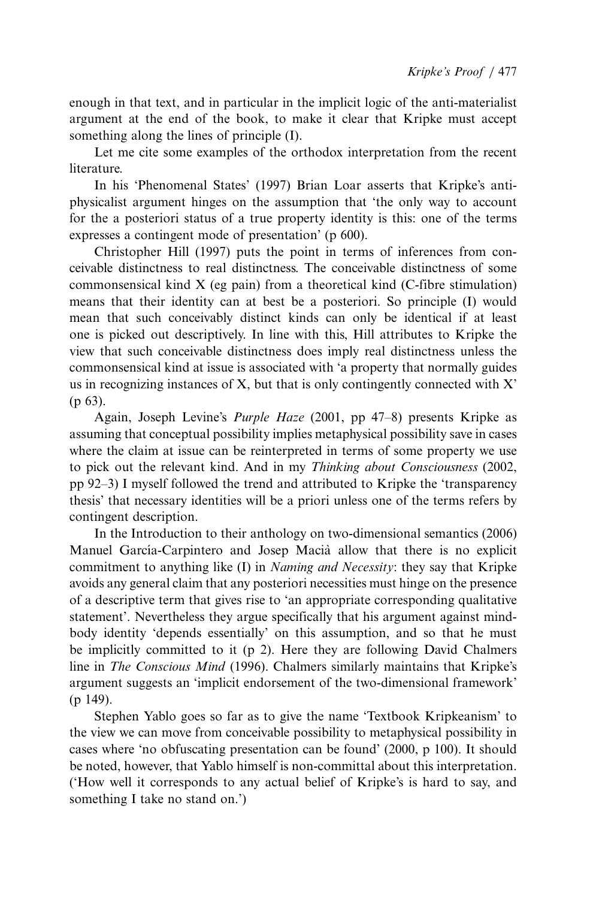enough in that text, and in particular in the implicit logic of the anti-materialist argument at the end of the book, to make it clear that Kripke must accept something along the lines of principle (I).

Let me cite some examples of the orthodox interpretation from the recent literature.

In his 'Phenomenal States' (1997) Brian Loar asserts that Kripke's anti-physicalist argument hinges on the assumption that 'the only way to account for the a posteriori status of a true property identity is this: one of the terms expresses a contingent mode of presentation' (p 600).

Christopher Hill (1997) puts the point in terms of inferences from conceivable distinctness to real distinctness. The conceivable distinctness of some commonsensical kind X (eg pain) from a theoretical kind (C-fibre stimulation) means that their identity can at best be a posteriori. So principle (I) would mean that such conceivably distinct kinds can only be identical if at least one is picked out descriptively. In line with this, Hill attributes to Kripke the view that such conceivable distinctness does imply real distinctness unless the commonsensical kind at issue is associated with 'a property that normally guides us in recognizing instances of X, but that is only contingently connected with X' (p 63).

Again, Joseph Levine's *Purple Haze* (2001, pp 47–8) presents Kripke as assuming that conceptual possibility implies metaphysical possibility save in cases where the claim at issue can be reinterpreted in terms of some property we use to pick out the relevant kind. And in my *Thinking about Consciousness* (2002, pp 92–3) I myself followed the trend and attributed to Kripke the 'transparency thesis' that necessary identities will be a priori unless one of the terms refers by contingent description.

In the Introduction to their anthology on two-dimensional semantics (2006) Manuel García-Carpintero and Josep Macià allow that there is no explicit commitment to anything like (I) in *Naming and Necessity*: they say that Kripke avoids any general claim that any posteriori necessities must hinge on the presence of a descriptive term that gives rise to 'an appropriate corresponding qualitative statement'. Nevertheless they argue specifically that his argument against mind-body identity 'depends essentially' on this assumption, and so that he must be implicitly committed to it (p 2). Here they are following David Chalmers line in *The Conscious Mind* (1996). Chalmers similarly maintains that Kripke's argument suggests an 'implicit endorsement of the two-dimensional framework' (p 149).

Stephen Yablo goes so far as to give the name 'Textbook Kripkeanism' to the view we can move from conceivable possibility to metaphysical possibility in cases where 'no obfuscating presentation can be found' (2000, p 100). It should be noted, however, that Yablo himself is non-committal about this interpretation. ('How well it corresponds to any actual belief of Kripke's is hard to say, and something I take no stand on.')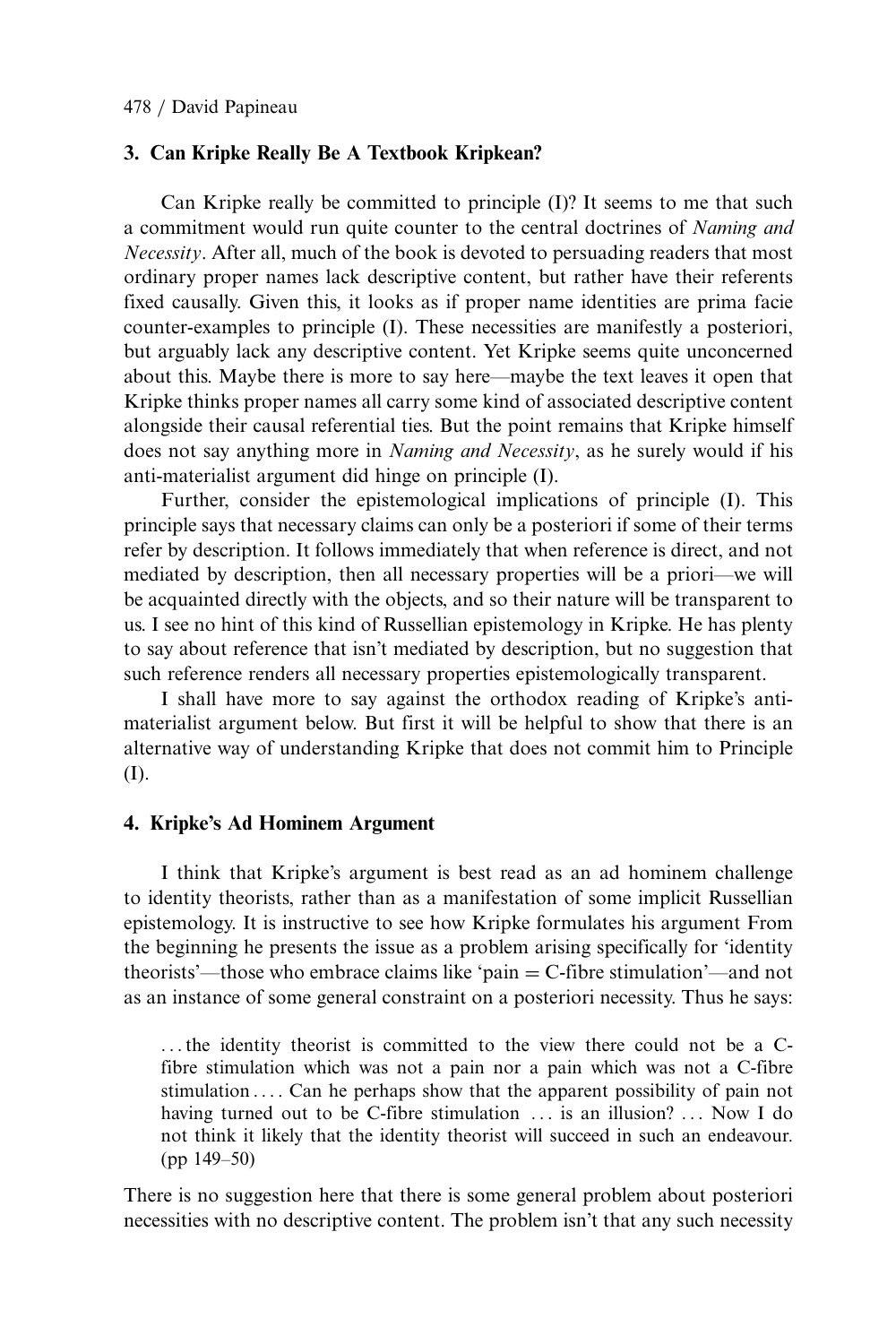## 3. Can Kripke Really Be A Textbook Kripkean?

Can Kripke really be committed to principle (I)? It seems to me that such a commitment would run quite counter to the central doctrines of *Naming and Necessity*. After all, much of the book is devoted to persuading readers that most ordinary proper names lack descriptive content, but rather have their referents fixed causally. Given this, it looks as if proper name identities are prima facie counter-examples to principle (I). These necessities are manifestly a posteriori, but arguably lack any descriptive content. Yet Kripke seems quite unconcerned about this. Maybe there is more to say here—maybe the text leaves it open that Kripke thinks proper names all carry some kind of associated descriptive content alongside their causal referential ties. But the point remains that Kripke himself does not say anything more in *Naming and Necessity*, as he surely would if his anti-materialist argument did hinge on principle (I).

Further, consider the epistemological implications of principle (I). This principle says that necessary claims can only be a posteriori if some of their terms refer by description. It follows immediately that when reference is direct, and not mediated by description, then all necessary properties will be a priori—we will be acquainted directly with the objects, and so their nature will be transparent to us. I see no hint of this kind of Russellian epistemology in Kripke. He has plenty to say about reference that isn't mediated by description, but no suggestion that such reference renders all necessary properties epistemologically transparent.

I shall have more to say against the orthodox reading of Kripke's anti-materialist argument below. But first it will be helpful to show that there is an alternative way of understanding Kripke that does not commit him to Principle (I).

## 4. Kripke's Ad Hominem Argument

I think that Kripke's argument is best read as an ad hominem challenge to identity theorists, rather than as a manifestation of some implicit Russellian epistemology. It is instructive to see how Kripke formulates his argument From the beginning he presents the issue as a problem arising specifically for 'identity theorists'—those who embrace claims like 'pain = C-fibre stimulation'—and not as an instance of some general constraint on a posteriori necessity. Thus he says:

> ...the identity theorist is committed to the view there could not be a C-fibre stimulation which was not a pain nor a pain which was not a C-fibre stimulation.... Can he perhaps show that the apparent possibility of pain not having turned out to be C-fibre stimulation ... is an illusion? ... Now I do not think it likely that the identity theorist will succeed in such an endeavour. (pp 149–50)

There is no suggestion here that there is some general problem about posteriori necessities with no descriptive content. The problem isn't that any such necessity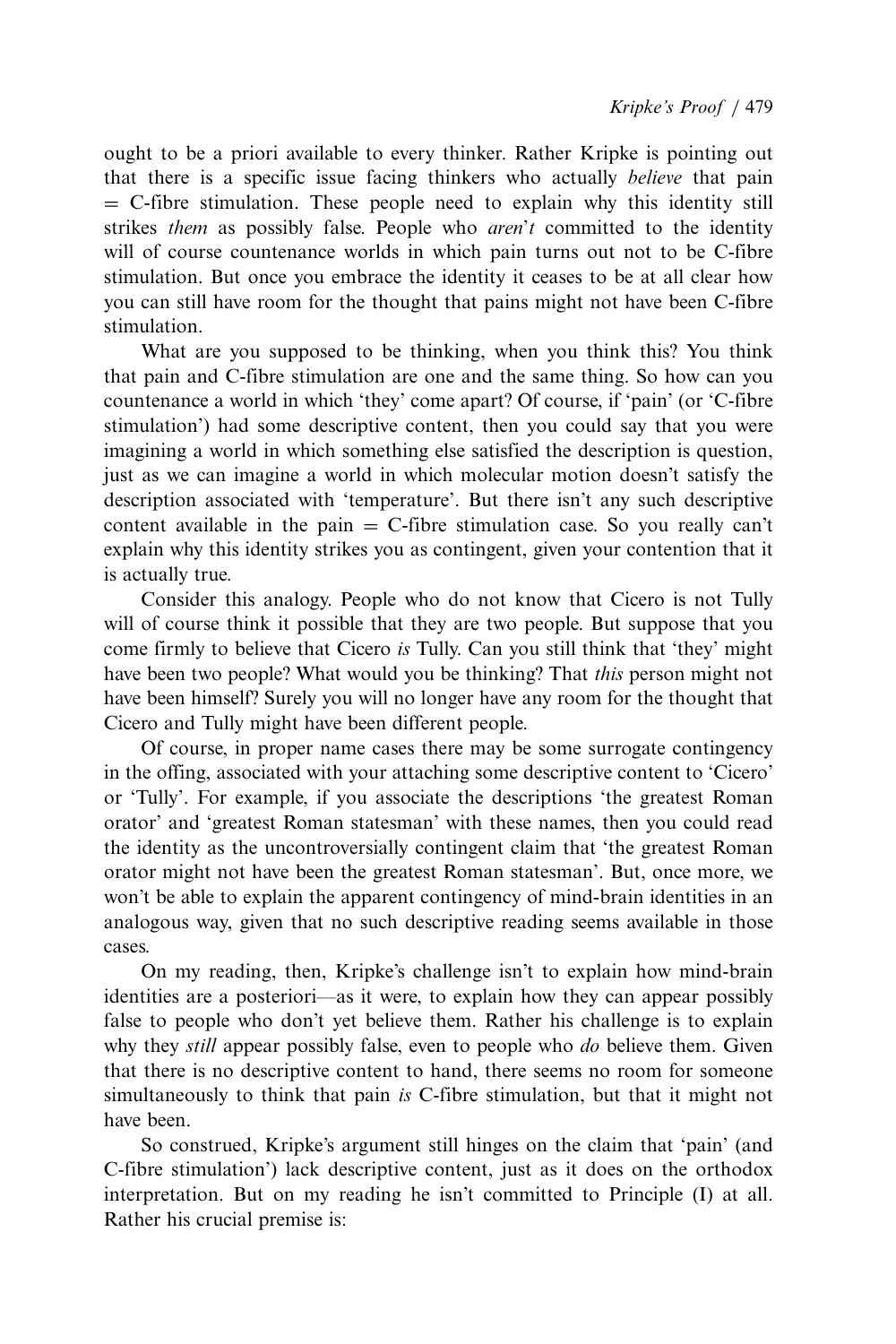ought to be a priori available to every thinker. Rather Kripke is pointing out that there is a specific issue facing thinkers who actually *believe* that pain = C-fibre stimulation. These people need to explain why this identity still strikes *them* as possibly false. People who *aren't* committed to the identity will of course countenance worlds in which pain turns out not to be C-fibre stimulation. But once you embrace the identity it ceases to be at all clear how you can still have room for the thought that pains might not have been C-fibre stimulation.

What are you supposed to be thinking, when you think this? You think that pain and C-fibre stimulation are one and the same thing. So how can you countenance a world in which 'they' come apart? Of course, if 'pain' (or 'C-fibre stimulation') had some descriptive content, then you could say that you were imagining a world in which something else satisfied the description is question, just as we can imagine a world in which molecular motion doesn't satisfy the description associated with 'temperature'. But there isn't any such descriptive content available in the pain = C-fibre stimulation case. So you really can't explain why this identity strikes you as contingent, given your contention that it is actually true.

Consider this analogy. People who do not know that Cicero is not Tully will of course think it possible that they are two people. But suppose that you come firmly to believe that Cicero *is* Tully. Can you still think that 'they' might have been two people? What would you be thinking? That *this* person might not have been himself? Surely you will no longer have any room for the thought that Cicero and Tully might have been different people.

Of course, in proper name cases there may be some surrogate contingency in the offing, associated with your attaching some descriptive content to 'Cicero' or 'Tully'. For example, if you associate the descriptions 'the greatest Roman orator' and 'greatest Roman statesman' with these names, then you could read the identity as the uncontroversially contingent claim that 'the greatest Roman orator might not have been the greatest Roman statesman'. But, once more, we won't be able to explain the apparent contingency of mind-brain identities in an analogous way, given that no such descriptive reading seems available in those cases.

On my reading, then, Kripke's challenge isn't to explain how mind-brain identities are a posteriori—as it were, to explain how they can appear possibly false to people who don't yet believe them. Rather his challenge is to explain why they *still* appear possibly false, even to people who *do* believe them. Given that there is no descriptive content to hand, there seems no room for someone simultaneously to think that pain *is* C-fibre stimulation, but that it might not have been.

So construed, Kripke's argument still hinges on the claim that 'pain' (and C-fibre stimulation') lack descriptive content, just as it does on the orthodox interpretation. But on my reading he isn't committed to Principle (I) at all. Rather his crucial premise is: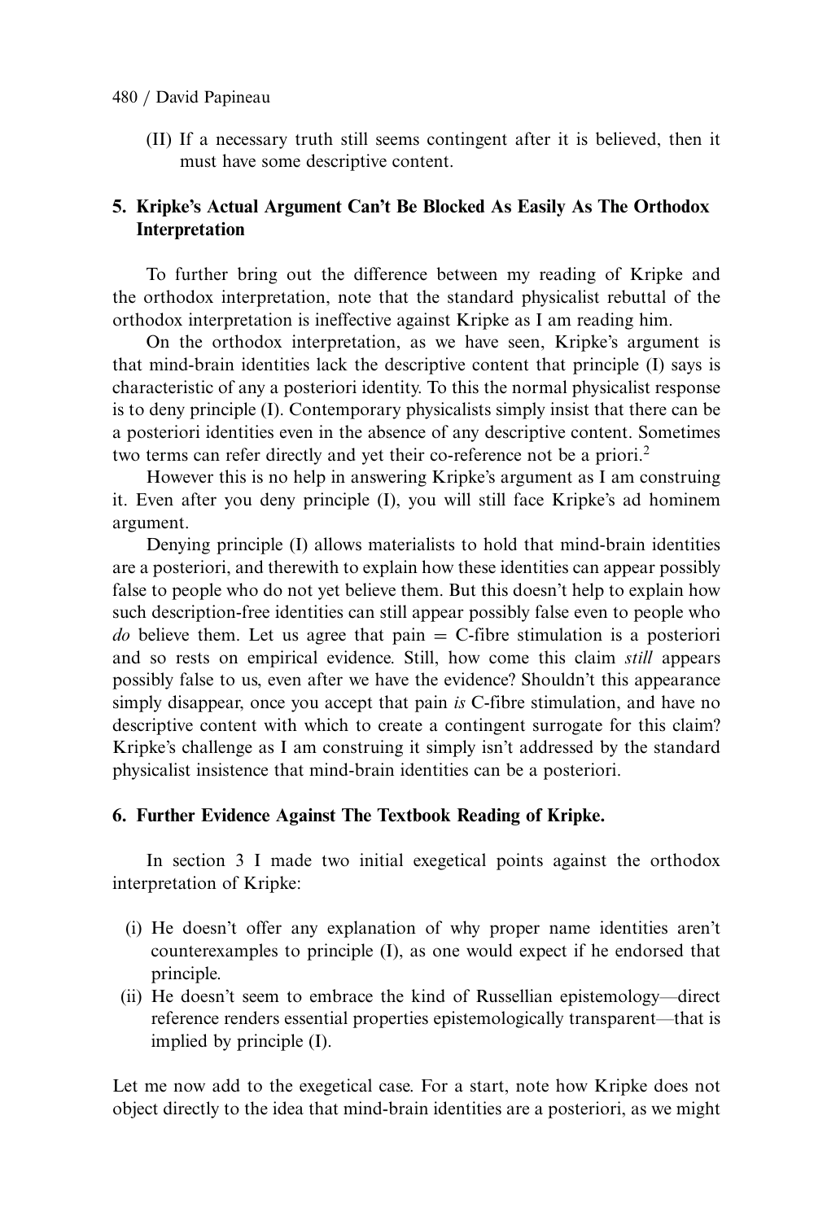(II) If a necessary truth still seems contingent after it is believed, then it must have some descriptive content.

## 5. Kripke's Actual Argument Can't Be Blocked As Easily As The Orthodox Interpretation

To further bring out the difference between my reading of Kripke and the orthodox interpretation, note that the standard physicalist rebuttal of the orthodox interpretation is ineffective against Kripke as I am reading him.

On the orthodox interpretation, as we have seen, Kripke's argument is that mind-brain identities lack the descriptive content that principle (I) says is characteristic of any a posteriori identity. To this the normal physicalist response is to deny principle (I). Contemporary physicalists simply insist that there can be a posteriori identities even in the absence of any descriptive content. Sometimes two terms can refer directly and yet their co-reference not be a priori.[2]

However this is no help in answering Kripke's argument as I am construing it. Even after you deny principle (I), you will still face Kripke's ad hominem argument.

Denying principle (I) allows materialists to hold that mind-brain identities are a posteriori, and therewith to explain how these identities can appear possibly false to people who do not yet believe them. But this doesn't help to explain how such description-free identities can still appear possibly false even to people who *do* believe them. Let us agree that pain = C-fibre stimulation is a posteriori and so rests on empirical evidence. Still, how come this claim *still* appears possibly false to us, even after we have the evidence? Shouldn't this appearance simply disappear, once you accept that pain *is* C-fibre stimulation, and have no descriptive content with which to create a contingent surrogate for this claim? Kripke's challenge as I am construing it simply isn't addressed by the standard physicalist insistence that mind-brain identities can be a posteriori.

## 6. Further Evidence Against The Textbook Reading of Kripke.

In section 3 I made two initial exegetical points against the orthodox interpretation of Kripke:

(i) He doesn't offer any explanation of why proper name identities aren't counterexamples to principle (I), as one would expect if he endorsed that principle.

(ii) He doesn't seem to embrace the kind of Russellian epistemology—direct reference renders essential properties epistemologically transparent—that is implied by principle (I).

Let me now add to the exegetical case. For a start, note how Kripke does not object directly to the idea that mind-brain identities are a posteriori, as we might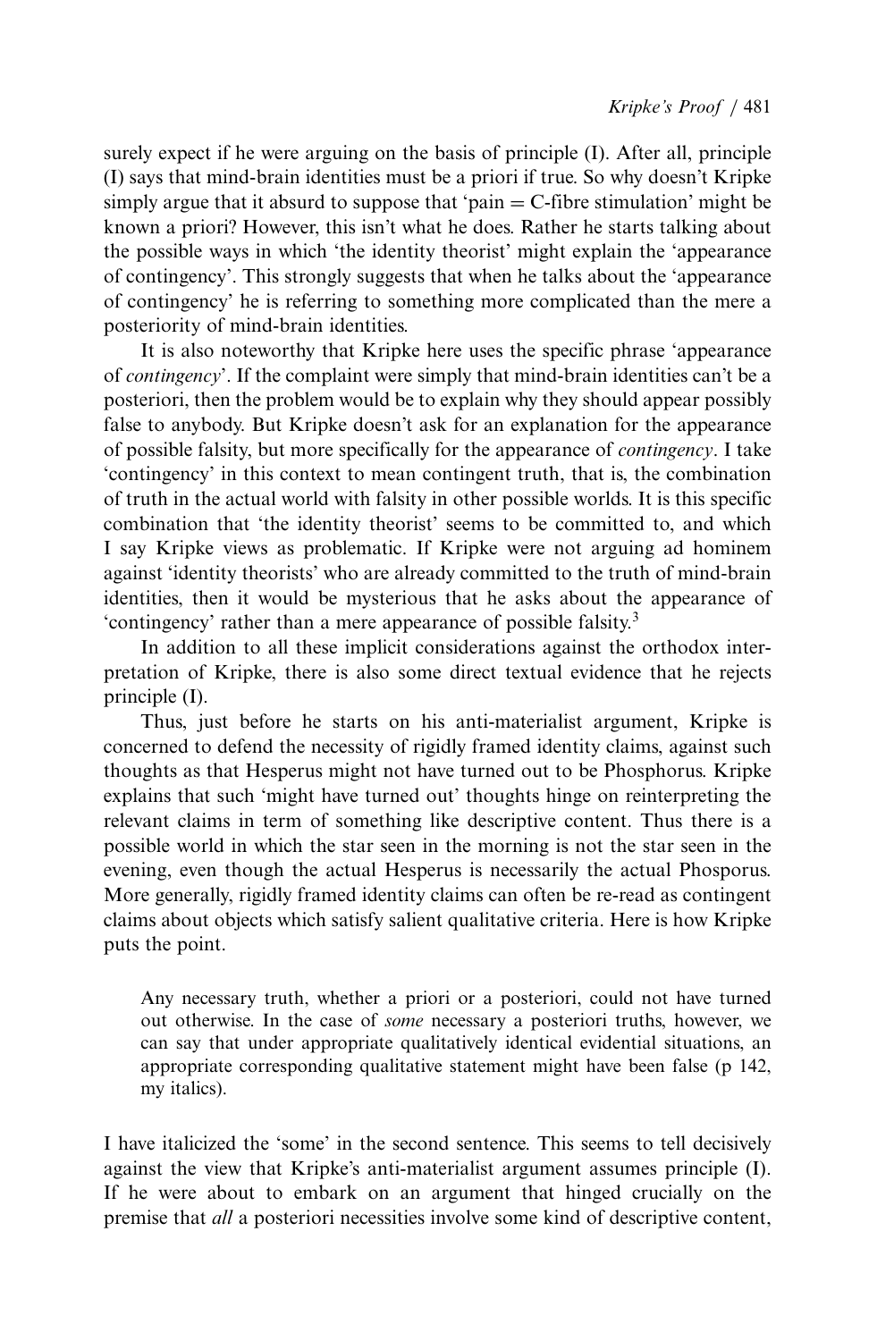surely expect if he were arguing on the basis of principle (I). After all, principle (I) says that mind-brain identities must be a priori if true. So why doesn't Kripke simply argue that it absurd to suppose that 'pain = C-fibre stimulation' might be known a priori? However, this isn't what he does. Rather he starts talking about the possible ways in which 'the identity theorist' might explain the 'appearance of contingency'. This strongly suggests that when he talks about the 'appearance of contingency' he is referring to something more complicated than the mere a posteriority of mind-brain identities.

It is also noteworthy that Kripke here uses the specific phrase 'appearance of *contingency*'. If the complaint were simply that mind-brain identities can't be a posteriori, then the problem would be to explain why they should appear possibly false to anybody. But Kripke doesn't ask for an explanation for the appearance of possible falsity, but more specifically for the appearance of *contingency*. I take 'contingency' in this context to mean contingent truth, that is, the combination of truth in the actual world with falsity in other possible worlds. It is this specific combination that 'the identity theorist' seems to be committed to, and which I say Kripke views as problematic. If Kripke were not arguing ad hominem against 'identity theorists' who are already committed to the truth of mind-brain identities, then it would be mysterious that he asks about the appearance of 'contingency' rather than a mere appearance of possible falsity.[3]

In addition to all these implicit considerations against the orthodox interpretation of Kripke, there is also some direct textual evidence that he rejects principle (I).

Thus, just before he starts on his anti-materialist argument, Kripke is concerned to defend the necessity of rigidly framed identity claims, against such thoughts as that Hesperus might not have turned out to be Phosphorus. Kripke explains that such 'might have turned out' thoughts hinge on reinterpreting the relevant claims in term of something like descriptive content. Thus there is a possible world in which the star seen in the morning is not the star seen in the evening, even though the actual Hesperus is necessarily the actual Phosporus. More generally, rigidly framed identity claims can often be re-read as contingent claims about objects which satisfy salient qualitative criteria. Here is how Kripke puts the point.

> Any necessary truth, whether a priori or a posteriori, could not have turned out otherwise. In the case of *some* necessary a posteriori truths, however, we can say that under appropriate qualitatively identical evidential situations, an appropriate corresponding qualitative statement might have been false (p 142, my italics).

I have italicized the 'some' in the second sentence. This seems to tell decisively against the view that Kripke's anti-materialist argument assumes principle (I). If he were about to embark on an argument that hinged crucially on the premise that *all* a posteriori necessities involve some kind of descriptive content,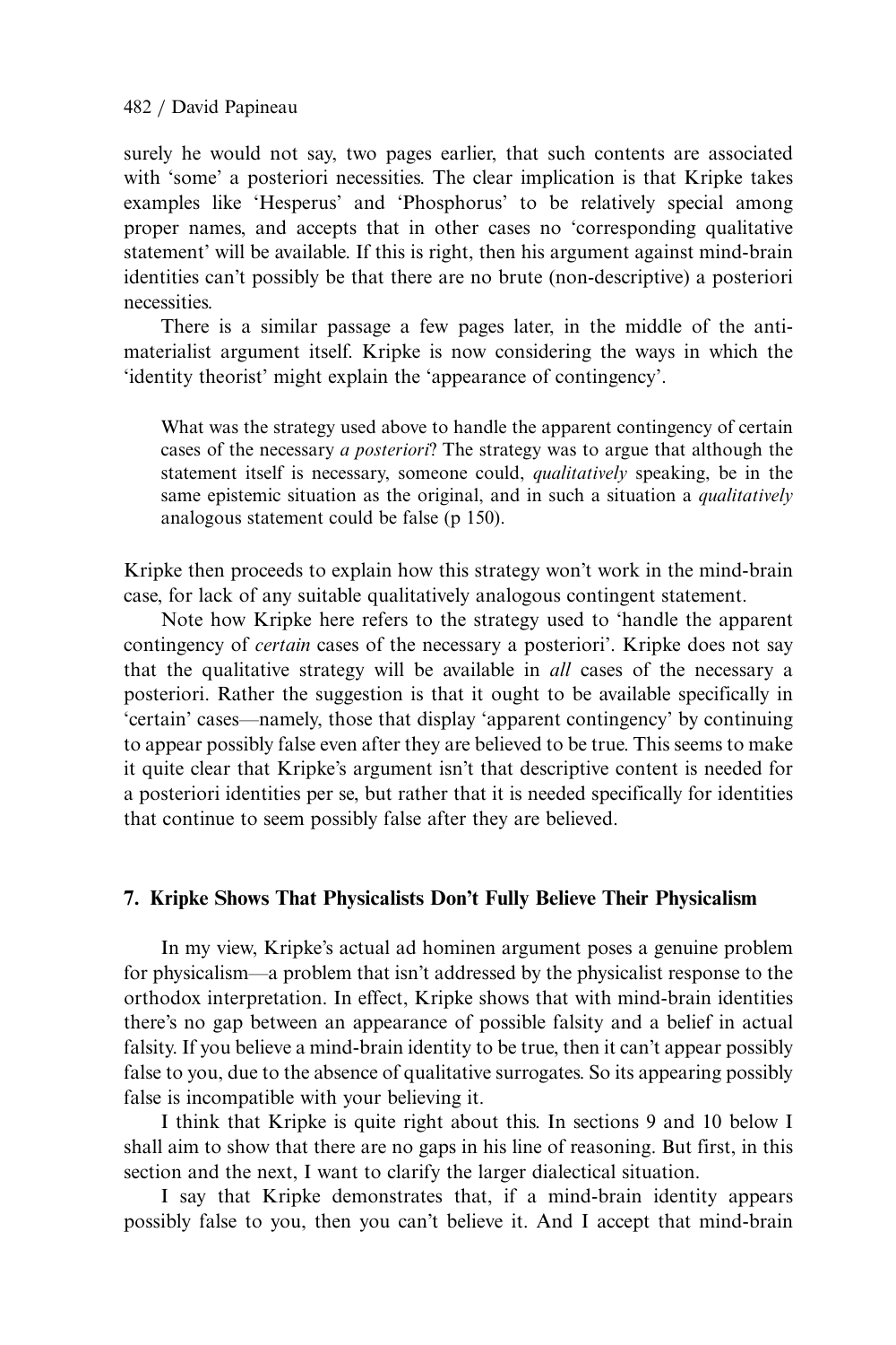surely he would not say, two pages earlier, that such contents are associated with 'some' a posteriori necessities. The clear implication is that Kripke takes examples like 'Hesperus' and 'Phosphorus' to be relatively special among proper names, and accepts that in other cases no 'corresponding qualitative statement' will be available. If this is right, then his argument against mind-brain identities can't possibly be that there are no brute (non-descriptive) a posteriori necessities.

There is a similar passage a few pages later, in the middle of the anti-materialist argument itself. Kripke is now considering the ways in which the 'identity theorist' might explain the 'appearance of contingency'.

> What was the strategy used above to handle the apparent contingency of certain cases of the necessary *a posteriori*? The strategy was to argue that although the statement itself is necessary, someone could, *qualitatively* speaking, be in the same epistemic situation as the original, and in such a situation a *qualitatively* analogous statement could be false (p 150).

Kripke then proceeds to explain how this strategy won't work in the mind-brain case, for lack of any suitable qualitatively analogous contingent statement.

Note how Kripke here refers to the strategy used to 'handle the apparent contingency of *certain* cases of the necessary a posteriori'. Kripke does not say that the qualitative strategy will be available in *all* cases of the necessary a posteriori. Rather the suggestion is that it ought to be available specifically in 'certain' cases—namely, those that display 'apparent contingency' by continuing to appear possibly false even after they are believed to be true. This seems to make it quite clear that Kripke's argument isn't that descriptive content is needed for a posteriori identities per se, but rather that it is needed specifically for identities that continue to seem possibly false after they are believed.

## 7. Kripke Shows That Physicalists Don't Fully Believe Their Physicalism

In my view, Kripke's actual ad hominen argument poses a genuine problem for physicalism—a problem that isn't addressed by the physicalist response to the orthodox interpretation. In effect, Kripke shows that with mind-brain identities there's no gap between an appearance of possible falsity and a belief in actual falsity. If you believe a mind-brain identity to be true, then it can't appear possibly false to you, due to the absence of qualitative surrogates. So its appearing possibly false is incompatible with your believing it.

I think that Kripke is quite right about this. In sections 9 and 10 below I shall aim to show that there are no gaps in his line of reasoning. But first, in this section and the next, I want to clarify the larger dialectical situation.

I say that Kripke demonstrates that, if a mind-brain identity appears possibly false to you, then you can't believe it. And I accept that mind-brain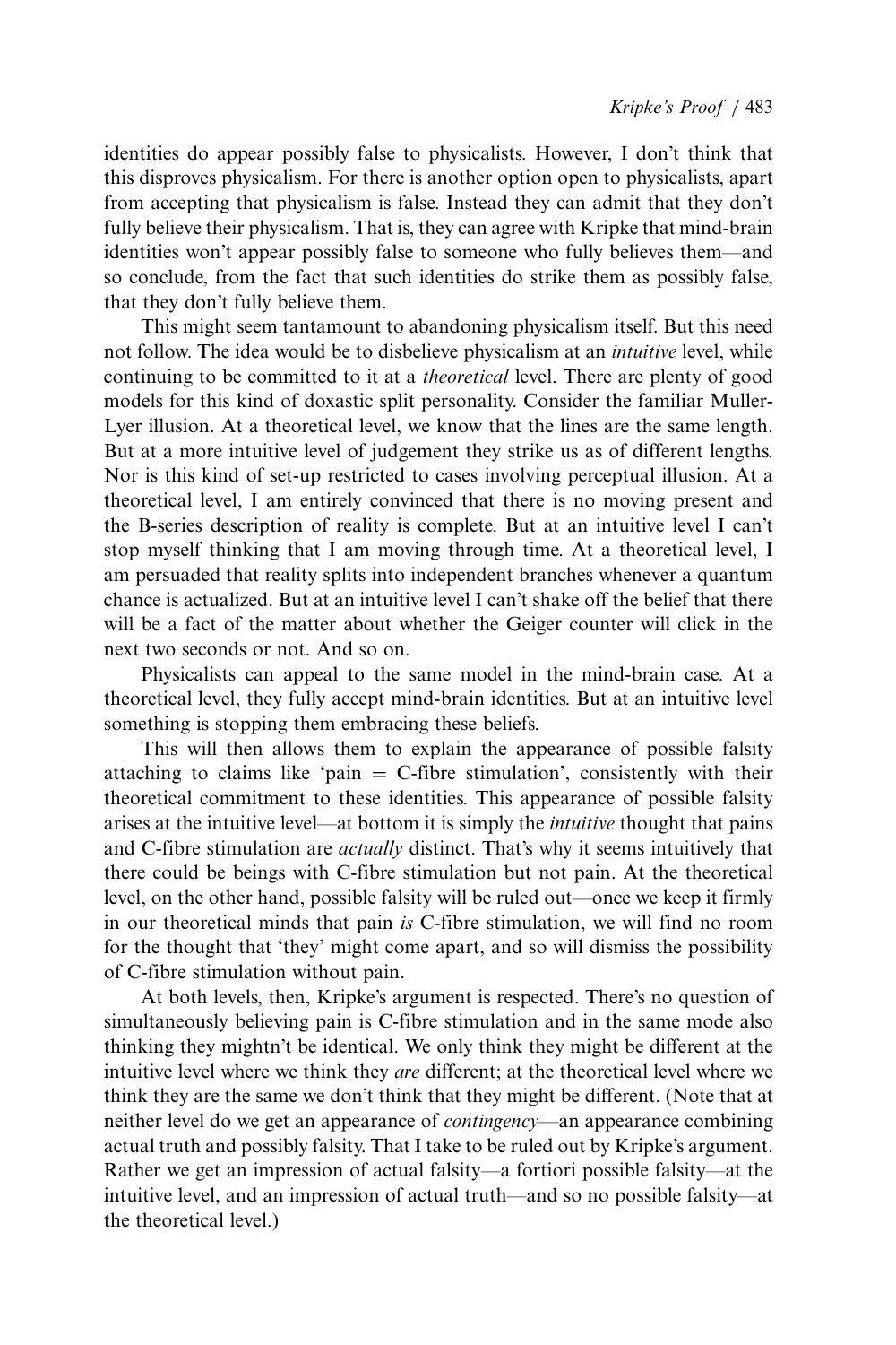identities do appear possibly false to physicalists. However, I don't think that this disproves physicalism. For there is another option open to physicalists, apart from accepting that physicalism is false. Instead they can admit that they don't fully believe their physicalism. That is, they can agree with Kripke that mind-brain identities won't appear possibly false to someone who fully believes them—and so conclude, from the fact that such identities do strike them as possibly false, that they don't fully believe them.

This might seem tantamount to abandoning physicalism itself. But this need not follow. The idea would be to disbelieve physicalism at an *intuitive* level, while continuing to be committed to it at a *theoretical* level. There are plenty of good models for this kind of doxastic split personality. Consider the familiar Muller-Lyer illusion. At a theoretical level, we know that the lines are the same length. But at a more intuitive level of judgement they strike us as of different lengths. Nor is this kind of set-up restricted to cases involving perceptual illusion. At a theoretical level, I am entirely convinced that there is no moving present and the B-series description of reality is complete. But at an intuitive level I can't stop myself thinking that I am moving through time. At a theoretical level, I am persuaded that reality splits into independent branches whenever a quantum chance is actualized. But at an intuitive level I can't shake off the belief that there will be a fact of the matter about whether the Geiger counter will click in the next two seconds or not. And so on.

Physicalists can appeal to the same model in the mind-brain case. At a theoretical level, they fully accept mind-brain identities. But at an intuitive level something is stopping them embracing these beliefs.

This will then allows them to explain the appearance of possible falsity attaching to claims like 'pain = C-fibre stimulation', consistently with their theoretical commitment to these identities. This appearance of possible falsity arises at the intuitive level—at bottom it is simply the *intuitive* thought that pains and C-fibre stimulation are *actually* distinct. That's why it seems intuitively that there could be beings with C-fibre stimulation but not pain. At the theoretical level, on the other hand, possible falsity will be ruled out—once we keep it firmly in our theoretical minds that pain *is* C-fibre stimulation, we will find no room for the thought that 'they' might come apart, and so will dismiss the possibility of C-fibre stimulation without pain.

At both levels, then, Kripke's argument is respected. There's no question of simultaneously believing pain is C-fibre stimulation and in the same mode also thinking they mightn't be identical. We only think they might be different at the intuitive level where we think they *are* different; at the theoretical level where we think they are the same we don't think that they might be different. (Note that at neither level do we get an appearance of *contingency*—an appearance combining actual truth and possibly falsity. That I take to be ruled out by Kripke's argument. Rather we get an impression of actual falsity—a fortiori possible falsity—at the intuitive level, and an impression of actual truth—and so no possible falsity—at the theoretical level.)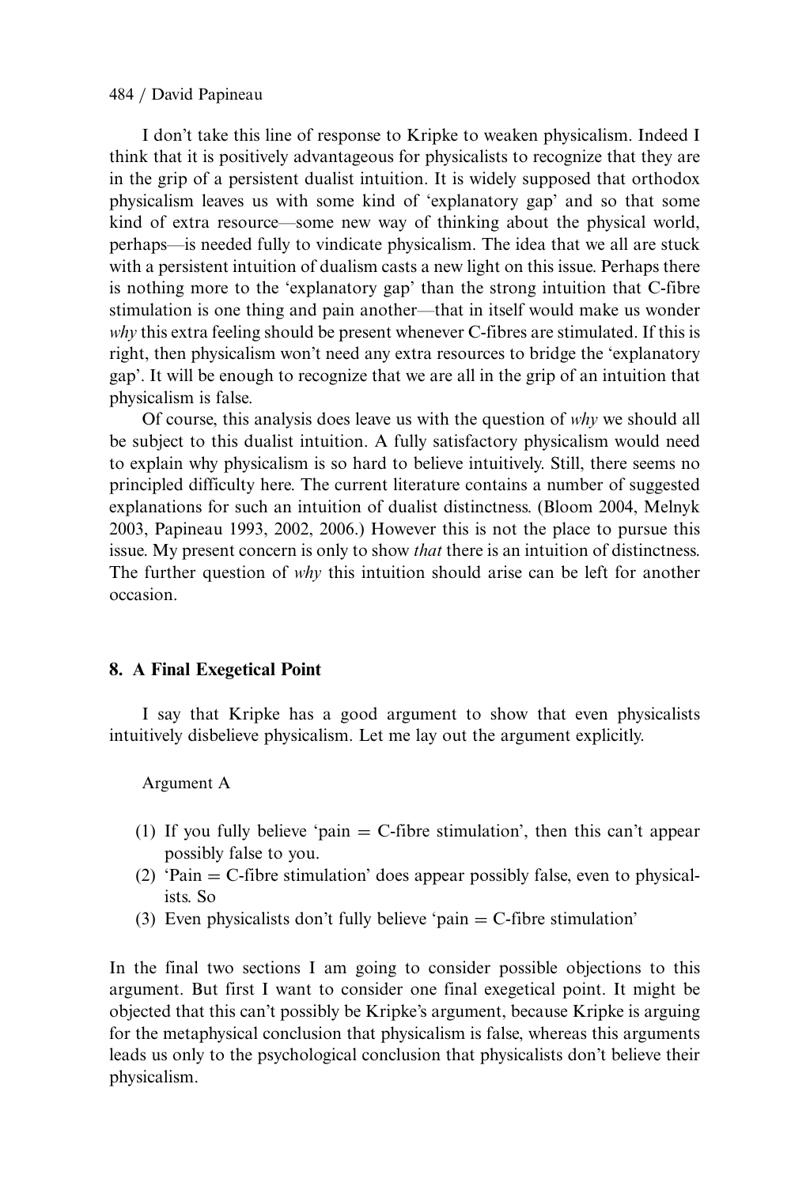I don't take this line of response to Kripke to weaken physicalism. Indeed I think that it is positively advantageous for physicalists to recognize that they are in the grip of a persistent dualist intuition. It is widely supposed that orthodox physicalism leaves us with some kind of 'explanatory gap' and so that some kind of extra resource—some new way of thinking about the physical world, perhaps—is needed fully to vindicate physicalism. The idea that we all are stuck with a persistent intuition of dualism casts a new light on this issue. Perhaps there is nothing more to the 'explanatory gap' than the strong intuition that C-fibre stimulation is one thing and pain another—that in itself would make us wonder *why* this extra feeling should be present whenever C-fibres are stimulated. If this is right, then physicalism won't need any extra resources to bridge the 'explanatory gap'. It will be enough to recognize that we are all in the grip of an intuition that physicalism is false.

Of course, this analysis does leave us with the question of *why* we should all be subject to this dualist intuition. A fully satisfactory physicalism would need to explain why physicalism is so hard to believe intuitively. Still, there seems no principled difficulty here. The current literature contains a number of suggested explanations for such an intuition of dualist distinctness. (Bloom 2004, Melnyk 2003, Papineau 1993, 2002, 2006.) However this is not the place to pursue this issue. My present concern is only to show *that* there is an intuition of distinctness. The further question of *why* this intuition should arise can be left for another occasion.

## 8. A Final Exegetical Point

I say that Kripke has a good argument to show that even physicalists intuitively disbelieve physicalism. Let me lay out the argument explicitly.

Argument A

(1) If you fully believe 'pain = C-fibre stimulation', then this can't appear possibly false to you.
(2) 'Pain = C-fibre stimulation' does appear possibly false, even to physicalists. So
(3) Even physicalists don't fully believe 'pain = C-fibre stimulation'

In the final two sections I am going to consider possible objections to this argument. But first I want to consider one final exegetical point. It might be objected that this can't possibly be Kripke's argument, because Kripke is arguing for the metaphysical conclusion that physicalism is false, whereas this arguments leads us only to the psychological conclusion that physicalists don't believe their physicalism.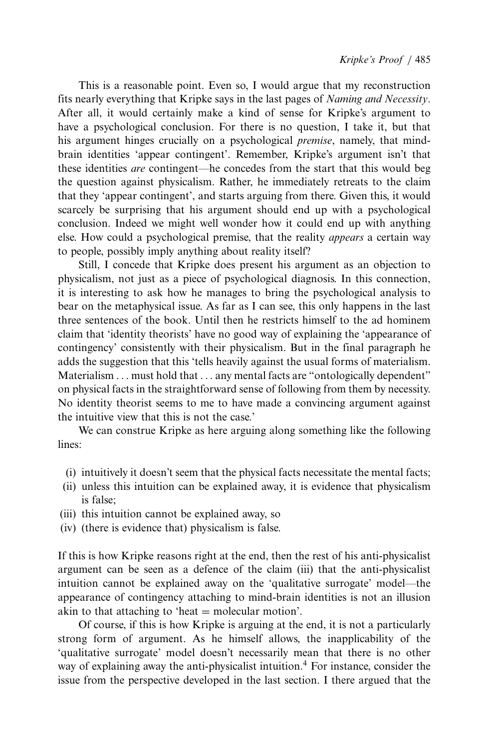This is a reasonable point. Even so, I would argue that my reconstruction fits nearly everything that Kripke says in the last pages of *Naming and Necessity*. After all, it would certainly make a kind of sense for Kripke's argument to have a psychological conclusion. For there is no question, I take it, but that his argument hinges crucially on a psychological *premise*, namely, that mind-brain identities 'appear contingent'. Remember, Kripke's argument isn't that these identities *are* contingent—he concedes from the start that this would beg the question against physicalism. Rather, he immediately retreats to the claim that they 'appear contingent', and starts arguing from there. Given this, it would scarcely be surprising that his argument should end up with a psychological conclusion. Indeed we might well wonder how it could end up with anything else. How could a psychological premise, that the reality *appears* a certain way to people, possibly imply anything about reality itself?

Still, I concede that Kripke does present his argument as an objection to physicalism, not just as a piece of psychological diagnosis. In this connection, it is interesting to ask how he manages to bring the psychological analysis to bear on the metaphysical issue. As far as I can see, this only happens in the last three sentences of the book. Until then he restricts himself to the ad hominem claim that 'identity theorists' have no good way of explaining the 'appearance of contingency' consistently with their physicalism. But in the final paragraph he adds the suggestion that this 'tells heavily against the usual forms of materialism. Materialism . . . must hold that . . . any mental facts are "ontologically dependent" on physical facts in the straightforward sense of following from them by necessity. No identity theorist seems to me to have made a convincing argument against the intuitive view that this is not the case.'

We can construe Kripke as here arguing along something like the following lines:

(i) intuitively it doesn't seem that the physical facts necessitate the mental facts;
(ii) unless this intuition can be explained away, it is evidence that physicalism is false;
(iii) this intuition cannot be explained away, so
(iv) (there is evidence that) physicalism is false.

If this is how Kripke reasons right at the end, then the rest of his anti-physicalist argument can be seen as a defence of the claim (iii) that the anti-physicalist intuition cannot be explained away on the 'qualitative surrogate' model—the appearance of contingency attaching to mind-brain identities is not an illusion akin to that attaching to 'heat = molecular motion'.

Of course, if this is how Kripke is arguing at the end, it is not a particularly strong form of argument. As he himself allows, the inapplicability of the 'qualitative surrogate' model doesn't necessarily mean that there is no other way of explaining away the anti-physicalist intuition.[4] For instance, consider the issue from the perspective developed in the last section. I there argued that the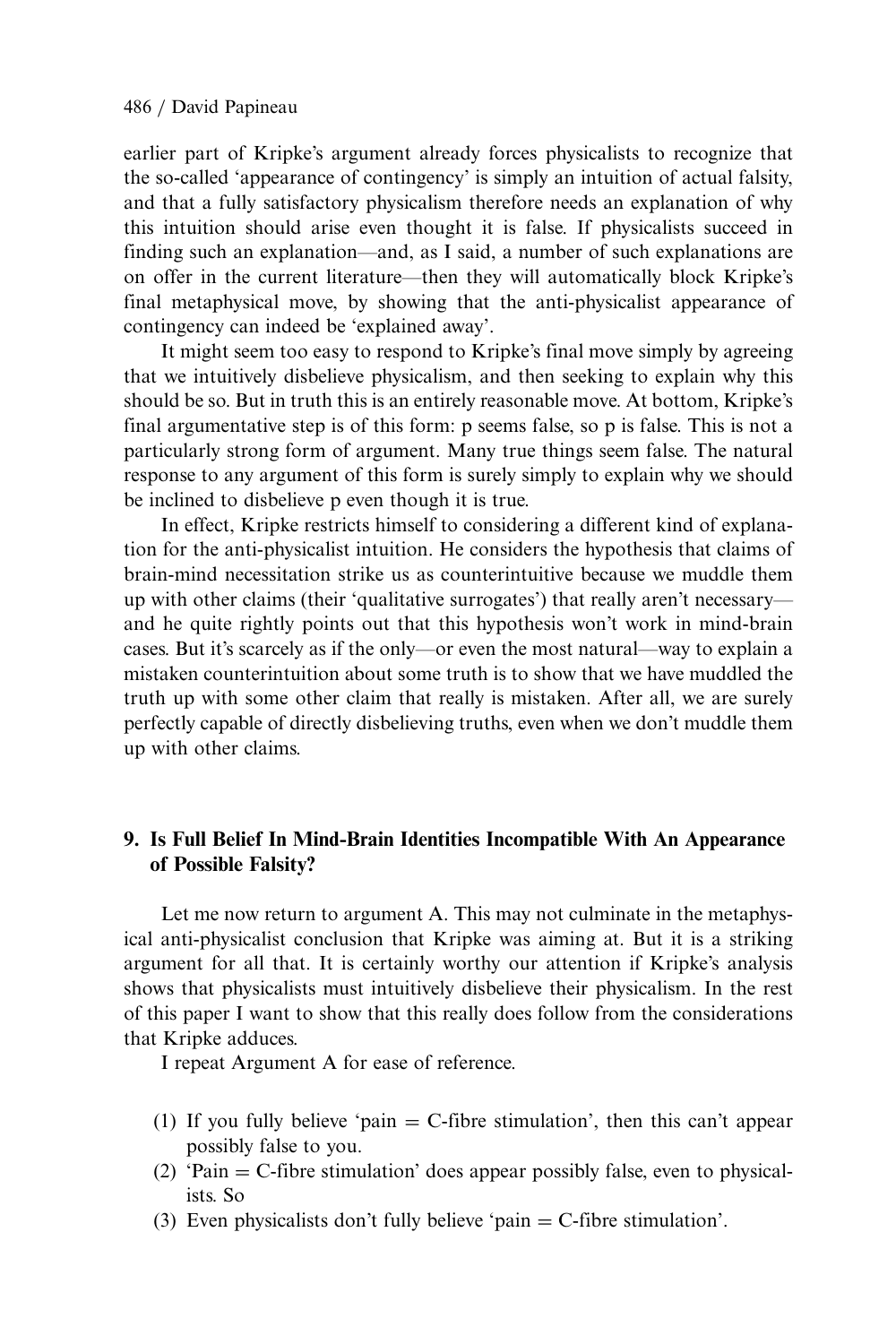earlier part of Kripke's argument already forces physicalists to recognize that the so-called 'appearance of contingency' is simply an intuition of actual falsity, and that a fully satisfactory physicalism therefore needs an explanation of why this intuition should arise even thought it is false. If physicalists succeed in finding such an explanation—and, as I said, a number of such explanations are on offer in the current literature—then they will automatically block Kripke's final metaphysical move, by showing that the anti-physicalist appearance of contingency can indeed be 'explained away'.

It might seem too easy to respond to Kripke's final move simply by agreeing that we intuitively disbelieve physicalism, and then seeking to explain why this should be so. But in truth this is an entirely reasonable move. At bottom, Kripke's final argumentative step is of this form: p seems false, so p is false. This is not a particularly strong form of argument. Many true things seem false. The natural response to any argument of this form is surely simply to explain why we should be inclined to disbelieve p even though it is true.

In effect, Kripke restricts himself to considering a different kind of explanation for the anti-physicalist intuition. He considers the hypothesis that claims of brain-mind necessitation strike us as counterintuitive because we muddle them up with other claims (their 'qualitative surrogates') that really aren't necessary—and he quite rightly points out that this hypothesis won't work in mind-brain cases. But it's scarcely as if the only—or even the most natural—way to explain a mistaken counterintuition about some truth is to show that we have muddled the truth up with some other claim that really is mistaken. After all, we are surely perfectly capable of directly disbelieving truths, even when we don't muddle them up with other claims.

## 9. Is Full Belief In Mind-Brain Identities Incompatible With An Appearance of Possible Falsity?

Let me now return to argument A. This may not culminate in the metaphysical anti-physicalist conclusion that Kripke was aiming at. But it is a striking argument for all that. It is certainly worthy our attention if Kripke's analysis shows that physicalists must intuitively disbelieve their physicalism. In the rest of this paper I want to show that this really does follow from the considerations that Kripke adduces.

I repeat Argument A for ease of reference.

(1) If you fully believe 'pain = C-fibre stimulation', then this can't appear possibly false to you.
(2) 'Pain = C-fibre stimulation' does appear possibly false, even to physicalists. So
(3) Even physicalists don't fully believe 'pain = C-fibre stimulation'.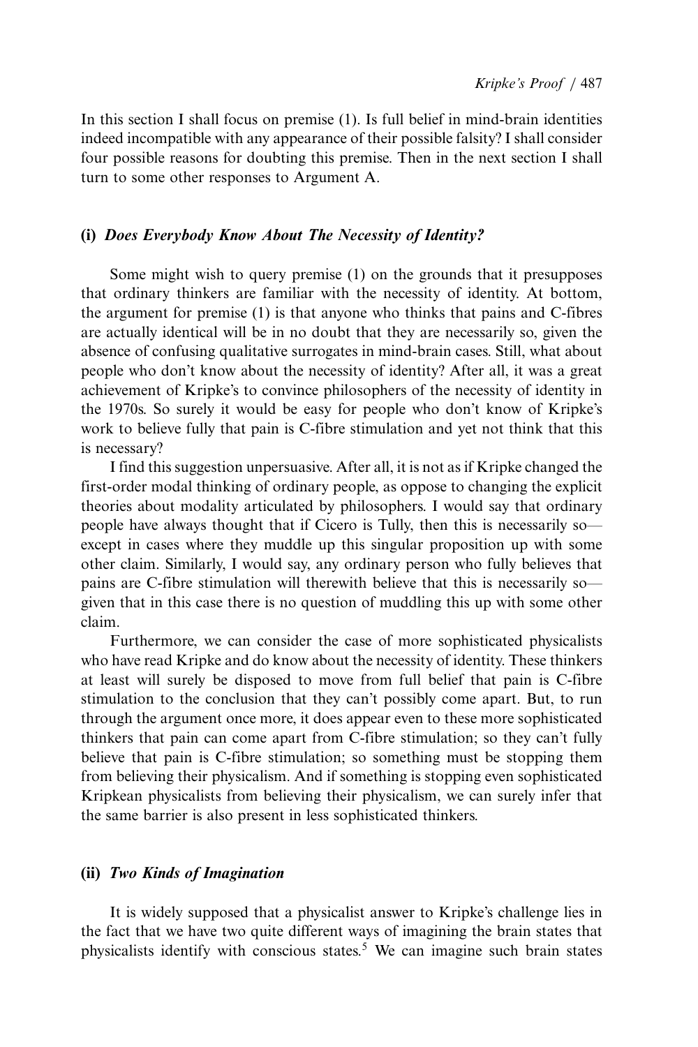In this section I shall focus on premise (1). Is full belief in mind-brain identities indeed incompatible with any appearance of their possible falsity? I shall consider four possible reasons for doubting this premise. Then in the next section I shall turn to some other responses to Argument A.

### (i) *Does Everybody Know About The Necessity of Identity?*

Some might wish to query premise (1) on the grounds that it presupposes that ordinary thinkers are familiar with the necessity of identity. At bottom, the argument for premise (1) is that anyone who thinks that pains and C-fibres are actually identical will be in no doubt that they are necessarily so, given the absence of confusing qualitative surrogates in mind-brain cases. Still, what about people who don't know about the necessity of identity? After all, it was a great achievement of Kripke's to convince philosophers of the necessity of identity in the 1970s. So surely it would be easy for people who don't know of Kripke's work to believe fully that pain is C-fibre stimulation and yet not think that this is necessary?

I find this suggestion unpersuasive. After all, it is not as if Kripke changed the first-order modal thinking of ordinary people, as oppose to changing the explicit theories about modality articulated by philosophers. I would say that ordinary people have always thought that if Cicero is Tully, then this is necessarily so—except in cases where they muddle up this singular proposition up with some other claim. Similarly, I would say, any ordinary person who fully believes that pains are C-fibre stimulation will therewith believe that this is necessarily so—given that in this case there is no question of muddling this up with some other claim.

Furthermore, we can consider the case of more sophisticated physicalists who have read Kripke and do know about the necessity of identity. These thinkers at least will surely be disposed to move from full belief that pain is C-fibre stimulation to the conclusion that they can't possibly come apart. But, to run through the argument once more, it does appear even to these more sophisticated thinkers that pain can come apart from C-fibre stimulation; so they can't fully believe that pain is C-fibre stimulation; so something must be stopping them from believing their physicalism. And if something is stopping even sophisticated Kripkean physicalists from believing their physicalism, we can surely infer that the same barrier is also present in less sophisticated thinkers.

### (ii) *Two Kinds of Imagination*

It is widely supposed that a physicalist answer to Kripke's challenge lies in the fact that we have two quite different ways of imagining the brain states that physicalists identify with conscious states.[5] We can imagine such brain states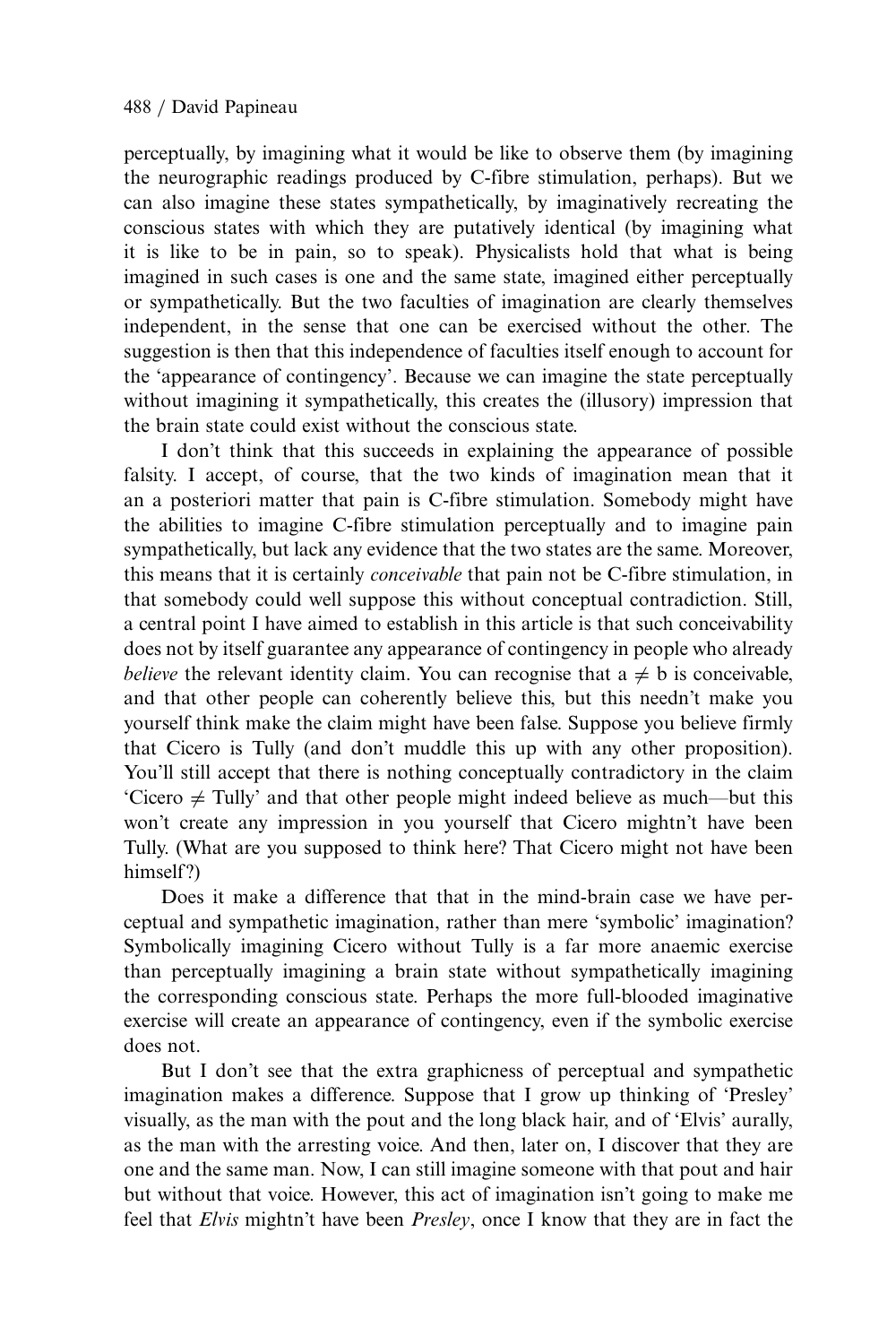perceptually, by imagining what it would be like to observe them (by imagining the neurographic readings produced by C-fibre stimulation, perhaps). But we can also imagine these states sympathetically, by imaginatively recreating the conscious states with which they are putatively identical (by imagining what it is like to be in pain, so to speak). Physicalists hold that what is being imagined in such cases is one and the same state, imagined either perceptually or sympathetically. But the two faculties of imagination are clearly themselves independent, in the sense that one can be exercised without the other. The suggestion is then that this independence of faculties itself enough to account for the 'appearance of contingency'. Because we can imagine the state perceptually without imagining it sympathetically, this creates the (illusory) impression that the brain state could exist without the conscious state.

I don't think that this succeeds in explaining the appearance of possible falsity. I accept, of course, that the two kinds of imagination mean that it an a posteriori matter that pain is C-fibre stimulation. Somebody might have the abilities to imagine C-fibre stimulation perceptually and to imagine pain sympathetically, but lack any evidence that the two states are the same. Moreover, this means that it is certainly *conceivable* that pain not be C-fibre stimulation, in that somebody could well suppose this without conceptual contradiction. Still, a central point I have aimed to establish in this article is that such conceivability does not by itself guarantee any appearance of contingency in people who already *believe* the relevant identity claim. You can recognise that a $\neq$ b is conceivable, and that other people can coherently believe this, but this needn't make you yourself think make the claim might have been false. Suppose you believe firmly that Cicero is Tully (and don't muddle this up with any other proposition). You'll still accept that there is nothing conceptually contradictory in the claim 'Cicero $\neq$ Tully' and that other people might indeed believe as much—but this won't create any impression in you yourself that Cicero mightn't have been Tully. (What are you supposed to think here? That Cicero might not have been himself?)

Does it make a difference that that in the mind-brain case we have perceptual and sympathetic imagination, rather than mere 'symbolic' imagination? Symbolically imagining Cicero without Tully is a far more anaemic exercise than perceptually imagining a brain state without sympathetically imagining the corresponding conscious state. Perhaps the more full-blooded imaginative exercise will create an appearance of contingency, even if the symbolic exercise does not.

But I don't see that the extra graphicness of perceptual and sympathetic imagination makes a difference. Suppose that I grow up thinking of 'Presley' visually, as the man with the pout and the long black hair, and of 'Elvis' aurally, as the man with the arresting voice. And then, later on, I discover that they are one and the same man. Now, I can still imagine someone with that pout and hair but without that voice. However, this act of imagination isn't going to make me feel that *Elvis* mightn't have been *Presley*, once I know that they are in fact the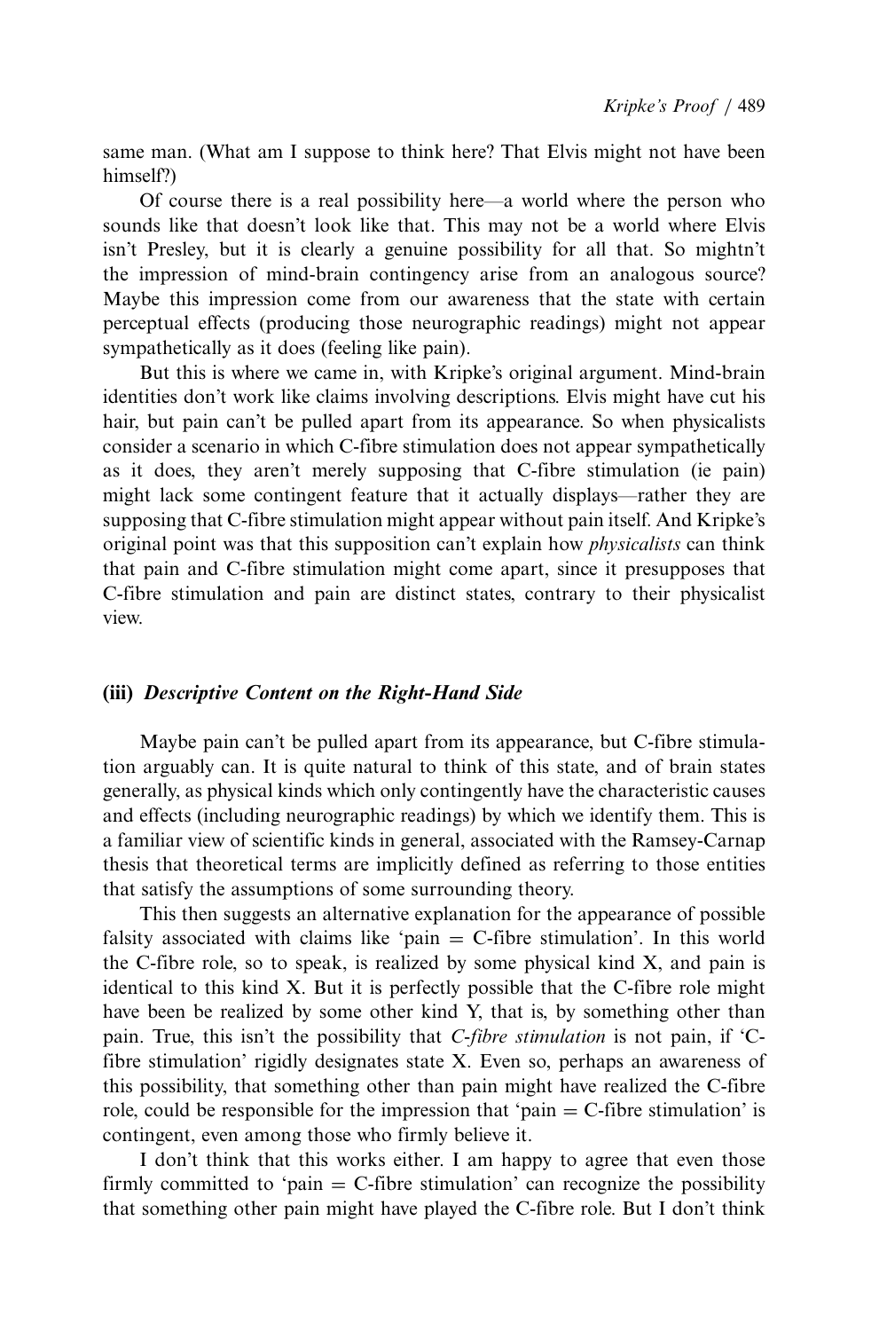same man. (What am I suppose to think here? That Elvis might not have been himself?)

Of course there is a real possibility here—a world where the person who sounds like that doesn't look like that. This may not be a world where Elvis isn't Presley, but it is clearly a genuine possibility for all that. So mightn't the impression of mind-brain contingency arise from an analogous source? Maybe this impression come from our awareness that the state with certain perceptual effects (producing those neurographic readings) might not appear sympathetically as it does (feeling like pain).

But this is where we came in, with Kripke's original argument. Mind-brain identities don't work like claims involving descriptions. Elvis might have cut his hair, but pain can't be pulled apart from its appearance. So when physicalists consider a scenario in which C-fibre stimulation does not appear sympathetically as it does, they aren't merely supposing that C-fibre stimulation (ie pain) might lack some contingent feature that it actually displays—rather they are supposing that C-fibre stimulation might appear without pain itself. And Kripke's original point was that this supposition can't explain how *physicalists* can think that pain and C-fibre stimulation might come apart, since it presupposes that C-fibre stimulation and pain are distinct states, contrary to their physicalist view.

### (iii) *Descriptive Content on the Right-Hand Side*

Maybe pain can't be pulled apart from its appearance, but C-fibre stimulation arguably can. It is quite natural to think of this state, and of brain states generally, as physical kinds which only contingently have the characteristic causes and effects (including neurographic readings) by which we identify them. This is a familiar view of scientific kinds in general, associated with the Ramsey-Carnap thesis that theoretical terms are implicitly defined as referring to those entities that satisfy the assumptions of some surrounding theory.

This then suggests an alternative explanation for the appearance of possible falsity associated with claims like 'pain = C-fibre stimulation'. In this world the C-fibre role, so to speak, is realized by some physical kind X, and pain is identical to this kind X. But it is perfectly possible that the C-fibre role might have been be realized by some other kind Y, that is, by something other than pain. True, this isn't the possibility that *C-fibre stimulation* is not pain, if 'C-fibre stimulation' rigidly designates state X. Even so, perhaps an awareness of this possibility, that something other than pain might have realized the C-fibre role, could be responsible for the impression that 'pain = C-fibre stimulation' is contingent, even among those who firmly believe it.

I don't think that this works either. I am happy to agree that even those firmly committed to 'pain = C-fibre stimulation' can recognize the possibility that something other pain might have played the C-fibre role. But I don't think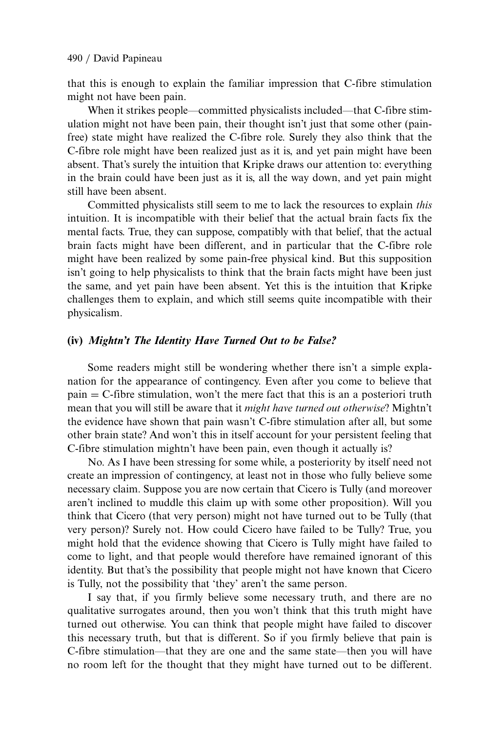that this is enough to explain the familiar impression that C-fibre stimulation might not have been pain.

When it strikes people—committed physicalists included—that C-fibre stimulation might not have been pain, their thought isn't just that some other (pain-free) state might have realized the C-fibre role. Surely they also think that the C-fibre role might have been realized just as it is, and yet pain might have been absent. That's surely the intuition that Kripke draws our attention to: everything in the brain could have been just as it is, all the way down, and yet pain might still have been absent.

Committed physicalists still seem to me to lack the resources to explain *this* intuition. It is incompatible with their belief that the actual brain facts fix the mental facts. True, they can suppose, compatibly with that belief, that the actual brain facts might have been different, and in particular that the C-fibre role might have been realized by some pain-free physical kind. But this supposition isn't going to help physicalists to think that the brain facts might have been just the same, and yet pain have been absent. Yet this is the intuition that Kripke challenges them to explain, and which still seems quite incompatible with their physicalism.

### (iv) *Mightn't The Identity Have Turned Out to be False?*

Some readers might still be wondering whether there isn't a simple explanation for the appearance of contingency. Even after you come to believe that pain = C-fibre stimulation, won't the mere fact that this is an a posteriori truth mean that you will still be aware that it *might have turned out otherwise*? Mightn't the evidence have shown that pain wasn't C-fibre stimulation after all, but some other brain state? And won't this in itself account for your persistent feeling that C-fibre stimulation mightn't have been pain, even though it actually is?

No. As I have been stressing for some while, a posteriority by itself need not create an impression of contingency, at least not in those who fully believe some necessary claim. Suppose you are now certain that Cicero is Tully (and moreover aren't inclined to muddle this claim up with some other proposition). Will you think that Cicero (that very person) might not have turned out to be Tully (that very person)? Surely not. How could Cicero have failed to be Tully? True, you might hold that the evidence showing that Cicero is Tully might have failed to come to light, and that people would therefore have remained ignorant of this identity. But that's the possibility that people might not have known that Cicero is Tully, not the possibility that 'they' aren't the same person.

I say that, if you firmly believe some necessary truth, and there are no qualitative surrogates around, then you won't think that this truth might have turned out otherwise. You can think that people might have failed to discover this necessary truth, but that is different. So if you firmly believe that pain is C-fibre stimulation—that they are one and the same state—then you will have no room left for the thought that they might have turned out to be different.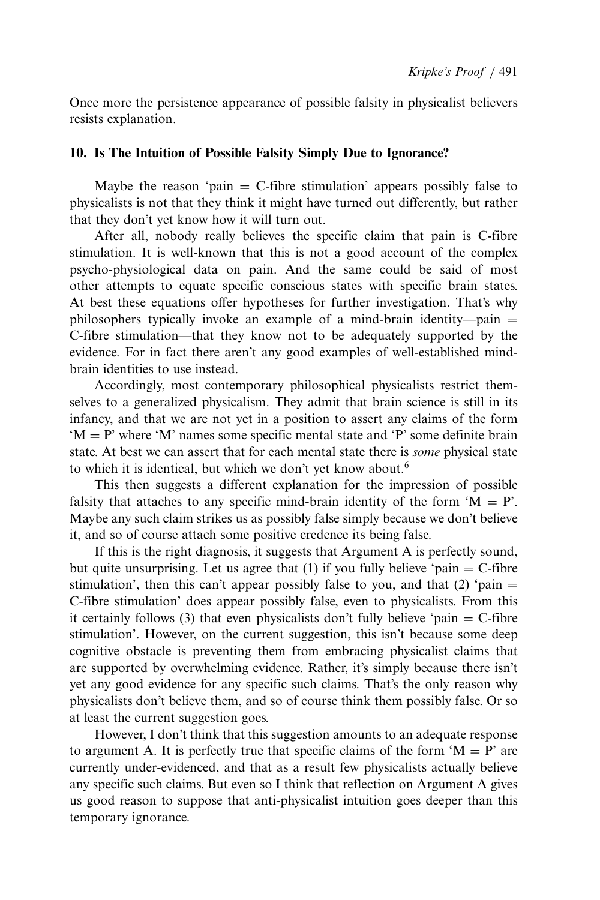Once more the persistence appearance of possible falsity in physicalist believers resists explanation.

## 10. Is The Intuition of Possible Falsity Simply Due to Ignorance?

Maybe the reason 'pain = C-fibre stimulation' appears possibly false to physicalists is not that they think it might have turned out differently, but rather that they don't yet know how it will turn out.

After all, nobody really believes the specific claim that pain is C-fibre stimulation. It is well-known that this is not a good account of the complex psycho-physiological data on pain. And the same could be said of most other attempts to equate specific conscious states with specific brain states. At best these equations offer hypotheses for further investigation. That's why philosophers typically invoke an example of a mind-brain identity—pain = C-fibre stimulation—that they know not to be adequately supported by the evidence. For in fact there aren't any good examples of well-established mind-brain identities to use instead.

Accordingly, most contemporary philosophical physicalists restrict themselves to a generalized physicalism. They admit that brain science is still in its infancy, and that we are not yet in a position to assert any claims of the form 'M = P' where 'M' names some specific mental state and 'P' some definite brain state. At best we can assert that for each mental state there is *some* physical state to which it is identical, but which we don't yet know about.[6]

This then suggests a different explanation for the impression of possible falsity that attaches to any specific mind-brain identity of the form 'M = P'. Maybe any such claim strikes us as possibly false simply because we don't believe it, and so of course attach some positive credence its being false.

If this is the right diagnosis, it suggests that Argument A is perfectly sound, but quite unsurprising. Let us agree that (1) if you fully believe 'pain = C-fibre stimulation', then this can't appear possibly false to you, and that (2) 'pain = C-fibre stimulation' does appear possibly false, even to physicalists. From this it certainly follows (3) that even physicalists don't fully believe 'pain = C-fibre stimulation'. However, on the current suggestion, this isn't because some deep cognitive obstacle is preventing them from embracing physicalist claims that are supported by overwhelming evidence. Rather, it's simply because there isn't yet any good evidence for any specific such claims. That's the only reason why physicalists don't believe them, and so of course think them possibly false. Or so at least the current suggestion goes.

However, I don't think that this suggestion amounts to an adequate response to argument A. It is perfectly true that specific claims of the form 'M = P' are currently under-evidenced, and that as a result few physicalists actually believe any specific such claims. But even so I think that reflection on Argument A gives us good reason to suppose that anti-physicalist intuition goes deeper than this temporary ignorance.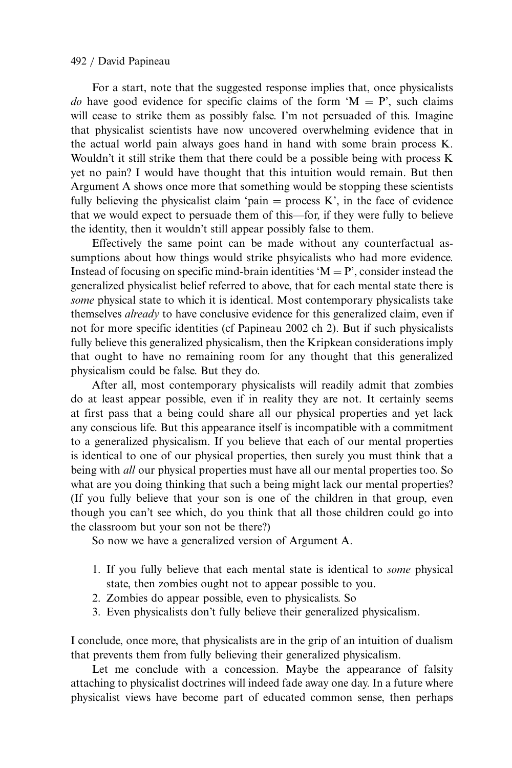For a start, note that the suggested response implies that, once physicalists *do* have good evidence for specific claims of the form 'M = P', such claims will cease to strike them as possibly false. I'm not persuaded of this. Imagine that physicalist scientists have now uncovered overwhelming evidence that in the actual world pain always goes hand in hand with some brain process K. Wouldn't it still strike them that there could be a possible being with process K yet no pain? I would have thought that this intuition would remain. But then Argument A shows once more that something would be stopping these scientists fully believing the physicalist claim 'pain = process K', in the face of evidence that we would expect to persuade them of this—for, if they were fully to believe the identity, then it wouldn't still appear possibly false to them.

Effectively the same point can be made without any counterfactual assumptions about how things would strike phsyicalists who had more evidence. Instead of focusing on specific mind-brain identities 'M = P', consider instead the generalized physicalist belief referred to above, that for each mental state there is *some* physical state to which it is identical. Most contemporary physicalists take themselves *already* to have conclusive evidence for this generalized claim, even if not for more specific identities (cf Papineau 2002 ch 2). But if such physicalists fully believe this generalized physicalism, then the Kripkean considerations imply that ought to have no remaining room for any thought that this generalized physicalism could be false. But they do.

After all, most contemporary physicalists will readily admit that zombies do at least appear possible, even if in reality they are not. It certainly seems at first pass that a being could share all our physical properties and yet lack any conscious life. But this appearance itself is incompatible with a commitment to a generalized physicalism. If you believe that each of our mental properties is identical to one of our physical properties, then surely you must think that a being with *all* our physical properties must have all our mental properties too. So what are you doing thinking that such a being might lack our mental properties? (If you fully believe that your son is one of the children in that group, even though you can't see which, do you think that all those children could go into the classroom but your son not be there?)

So now we have a generalized version of Argument A.

1. If you fully believe that each mental state is identical to *some* physical state, then zombies ought not to appear possible to you.
2. Zombies do appear possible, even to physicalists. So
3. Even physicalists don't fully believe their generalized physicalism.

I conclude, once more, that physicalists are in the grip of an intuition of dualism that prevents them from fully believing their generalized physicalism.

Let me conclude with a concession. Maybe the appearance of falsity attaching to physicalist doctrines will indeed fade away one day. In a future where physicalist views have become part of educated common sense, then perhaps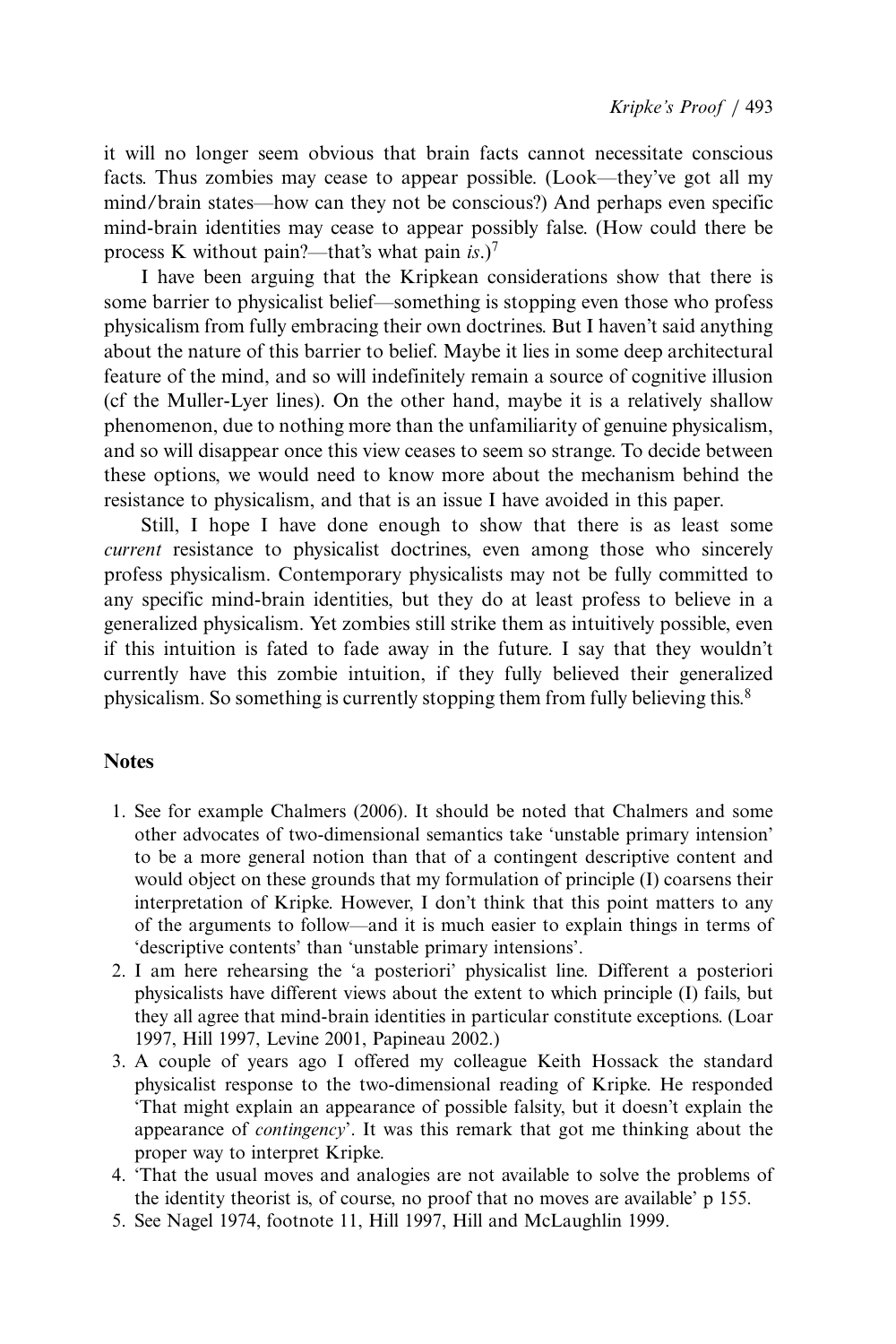it will no longer seem obvious that brain facts cannot necessitate conscious facts. Thus zombies may cease to appear possible. (Look—they've got all my mind/brain states—how can they not be conscious?) And perhaps even specific mind-brain identities may cease to appear possibly false. (How could there be process K without pain?—that's what pain *is*.)[7]

I have been arguing that the Kripkean considerations show that there is some barrier to physicalist belief—something is stopping even those who profess physicalism from fully embracing their own doctrines. But I haven't said anything about the nature of this barrier to belief. Maybe it lies in some deep architectural feature of the mind, and so will indefinitely remain a source of cognitive illusion (cf the Muller-Lyer lines). On the other hand, maybe it is a relatively shallow phenomenon, due to nothing more than the unfamiliarity of genuine physicalism, and so will disappear once this view ceases to seem so strange. To decide between these options, we would need to know more about the mechanism behind the resistance to physicalism, and that is an issue I have avoided in this paper.

Still, I hope I have done enough to show that there is as least some *current* resistance to physicalist doctrines, even among those who sincerely profess physicalism. Contemporary physicalists may not be fully committed to any specific mind-brain identities, but they do at least profess to believe in a generalized physicalism. Yet zombies still strike them as intuitively possible, even if this intuition is fated to fade away in the future. I say that they wouldn't currently have this zombie intuition, if they fully believed their generalized physicalism. So something is currently stopping them from fully believing this.[8]

## Notes

1. See for example Chalmers (2006). It should be noted that Chalmers and some other advocates of two-dimensional semantics take 'unstable primary intension' to be a more general notion than that of a contingent descriptive content and would object on these grounds that my formulation of principle (I) coarsens their interpretation of Kripke. However, I don't think that this point matters to any of the arguments to follow—and it is much easier to explain things in terms of 'descriptive contents' than 'unstable primary intensions'.
2. I am here rehearsing the 'a posteriori' physicalist line. Different a posteriori physicalists have different views about the extent to which principle (I) fails, but they all agree that mind-brain identities in particular constitute exceptions. (Loar 1997, Hill 1997, Levine 2001, Papineau 2002.)
3. A couple of years ago I offered my colleague Keith Hossack the standard physicalist response to the two-dimensional reading of Kripke. He responded 'That might explain an appearance of possible falsity, but it doesn't explain the appearance of *contingency*'. It was this remark that got me thinking about the proper way to interpret Kripke.
4. 'That the usual moves and analogies are not available to solve the problems of the identity theorist is, of course, no proof that no moves are available' p 155.
5. See Nagel 1974, footnote 11, Hill 1997, Hill and McLaughlin 1999.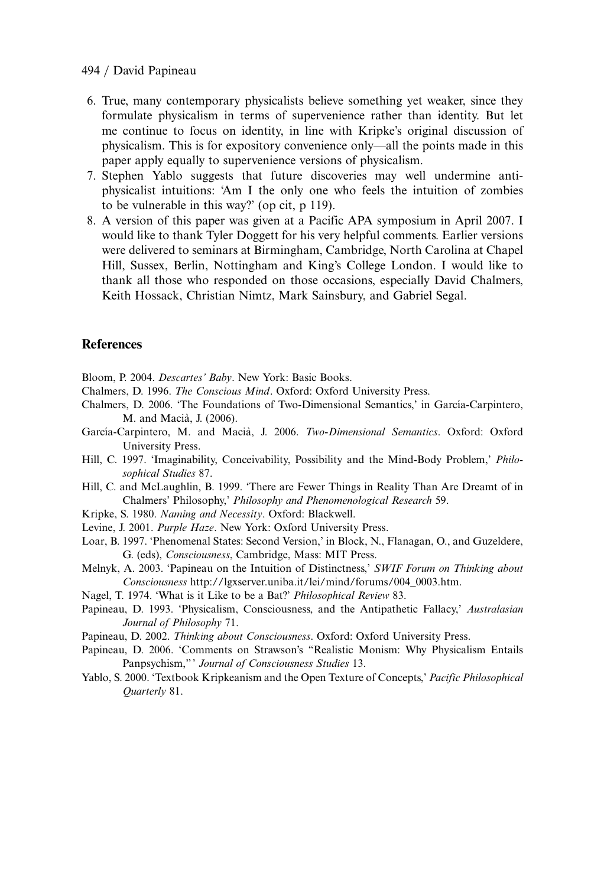6. True, many contemporary physicalists believe something yet weaker, since they formulate physicalism in terms of supervenience rather than identity. But let me continue to focus on identity, in line with Kripke's original discussion of physicalism. This is for expository convenience only—all the points made in this paper apply equally to supervenience versions of physicalism.
7. Stephen Yablo suggests that future discoveries may well undermine anti-physicalist intuitions: 'Am I the only one who feels the intuition of zombies to be vulnerable in this way?' (op cit, p 119).
8. A version of this paper was given at a Pacific APA symposium in April 2007. I would like to thank Tyler Doggett for his very helpful comments. Earlier versions were delivered to seminars at Birmingham, Cambridge, North Carolina at Chapel Hill, Sussex, Berlin, Nottingham and King's College London. I would like to thank all those who responded on those occasions, especially David Chalmers, Keith Hossack, Christian Nimtz, Mark Sainsbury, and Gabriel Segal.

## References

Bloom, P. 2004. *Descartes' Baby*. New York: Basic Books.

Chalmers, D. 1996. *The Conscious Mind*. Oxford: Oxford University Press.

Chalmers, D. 2006. 'The Foundations of Two-Dimensional Semantics,' in García-Carpintero, M. and Macià, J. (2006).

García-Carpintero, M. and Macià, J. 2006. *Two-Dimensional Semantics*. Oxford: Oxford University Press.

Hill, C. 1997. 'Imaginability, Conceivability, Possibility and the Mind-Body Problem,' *Philosophical Studies* 87.

Hill, C. and McLaughlin, B. 1999. 'There are Fewer Things in Reality Than Are Dreamt of in Chalmers' Philosophy,' *Philosophy and Phenomenological Research* 59.

Kripke, S. 1980. *Naming and Necessity*. Oxford: Blackwell.

Levine, J. 2001. *Purple Haze*. New York: Oxford University Press.

Loar, B. 1997. 'Phenomenal States: Second Version,' in Block, N., Flanagan, O., and Guzeldere, G. (eds), *Consciousness*, Cambridge, Mass: MIT Press.

Melnyk, A. 2003. 'Papineau on the Intuition of Distinctness,' *SWIF Forum on Thinking about Consciousness* http://lgxserver.uniba.it/lei/mind/forums/004_0003.htm.

Nagel, T. 1974. 'What is it Like to be a Bat?' *Philosophical Review* 83.

Papineau, D. 1993. 'Physicalism, Consciousness, and the Antipathetic Fallacy,' *Australasian Journal of Philosophy* 71.

Papineau, D. 2002. *Thinking about Consciousness*. Oxford: Oxford University Press.

Papineau, D. 2006. 'Comments on Strawson's "Realistic Monism: Why Physicalism Entails Panpsychism,"' *Journal of Consciousness Studies* 13.

Yablo, S. 2000. 'Textbook Kripkeanism and the Open Texture of Concepts,' *Pacific Philosophical Quarterly* 81.